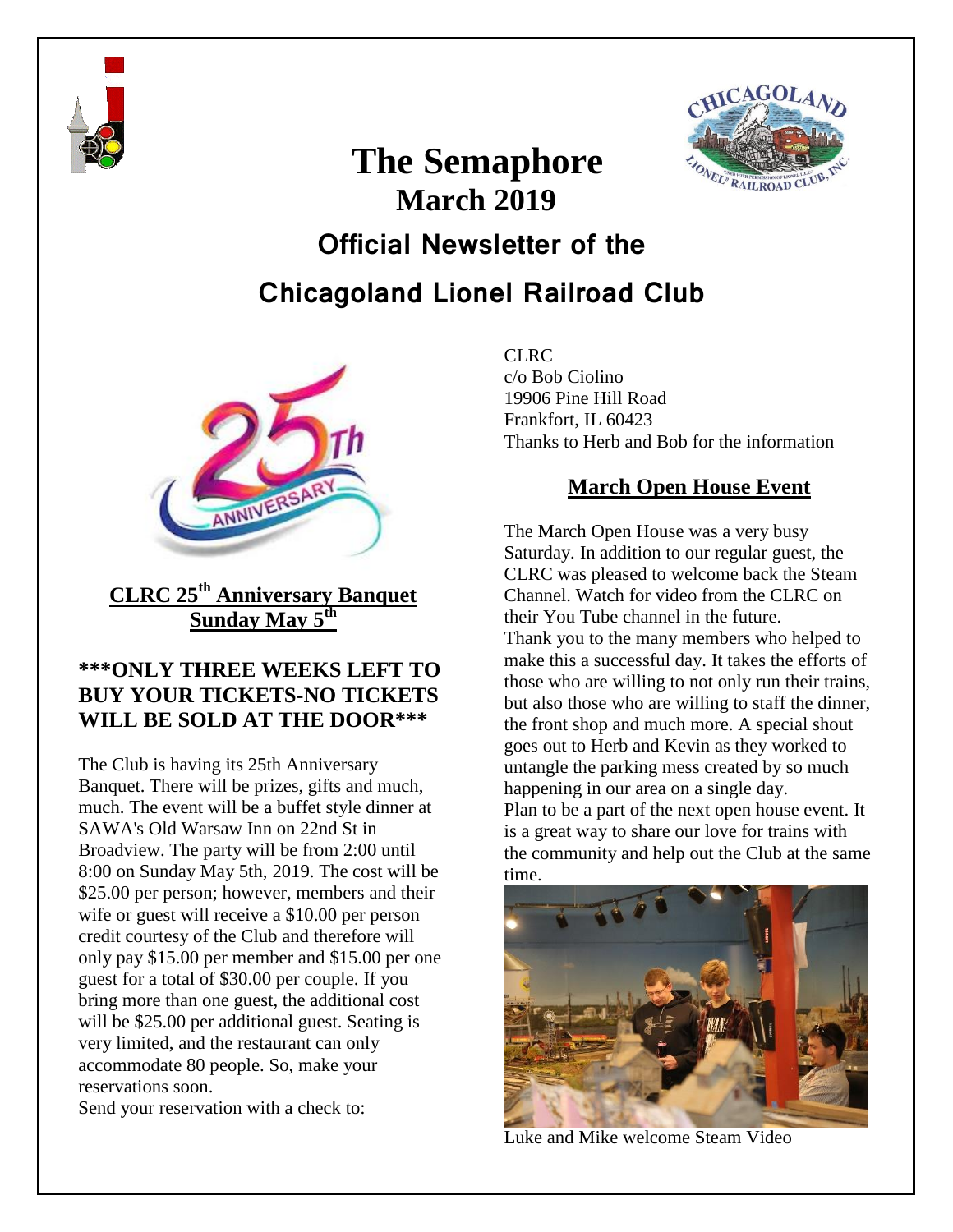# The Semaphore

## March 2019

## Official Newsletter of the Chicagoland Lionel Railroad Club

### CLRC 25th Anniversary Banquet Sunday May 5th

**\*\*\*ONLY THREE WEEKS LEFT TO BUY YOUR TICKETS-NO TICKETS WILL BE SOLD AT THE DOOR\*\*\***

The Club is having its 25th Anniversary Banquet. There will be prizes, gifts and much, much. The event will be a buffet style dinner at SAWA's Old Warsaw Inn on 22nd St in Broadview. The party will be from 2:00 until 8:00 on Sunday May 5th, 2019. The cost will be \$25.00 per person; however, members and their wife or guest will receive a \$10.00 per person credit courtesy of the Club and therefore will only pay \$15.00 per member and \$15.00 per one guest for a total of \$30.00 per couple. If you bring more than one guest, the additional cost will be \$25.00 per additional guest. Seating is very limited, and the restaurant can only accommodate 80 people. So, make your reservations soon.

Send your reservation with a check to:

CLRC
c/o Bob Ciolino
19906 Pine Hill Road
Frankfort, IL 60423
Thanks to Herb and Bob for the information

### March Open House Event

The March Open House was a very busy Saturday. In addition to our regular guest, the CLRC was pleased to welcome back the Steam Channel. Watch for video from the CLRC on their You Tube channel in the future.
Thank you to the many members who helped to make this a successful day. It takes the efforts of those who are willing to not only run their trains, but also those who are willing to staff the dinner, the front shop and much more. A special shout goes out to Herb and Kevin as they worked to untangle the parking mess created by so much happening in our area on a single day.
Plan to be a part of the next open house event. It is a great way to share our love for trains with the community and help out the Club at the same time.

Luke and Mike welcome Steam Video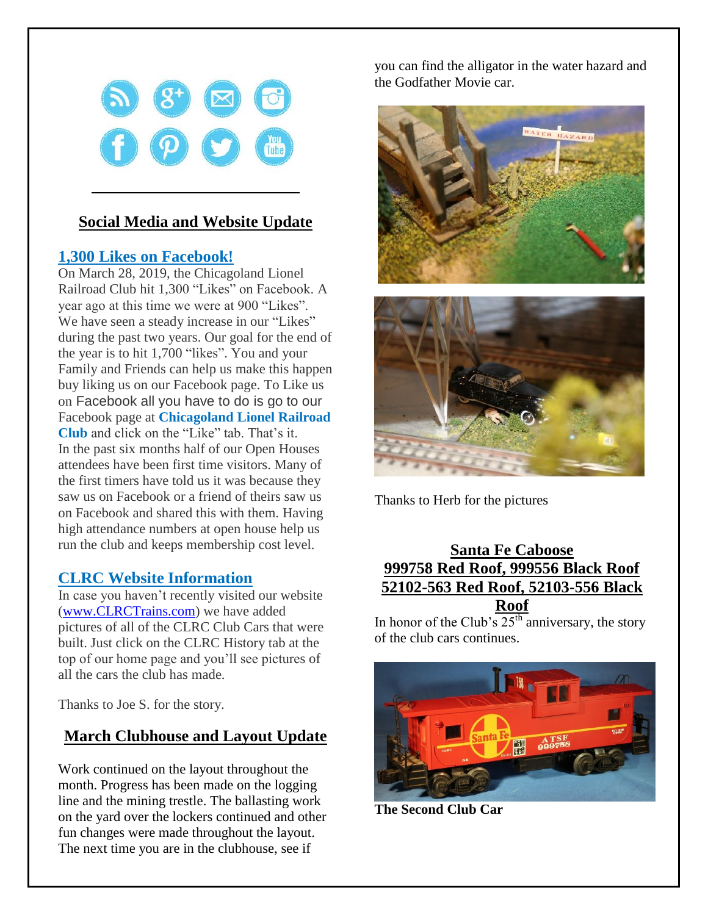## Social Media and Website Update

### 1,300 Likes on Facebook!

On March 28, 2019, the Chicagoland Lionel Railroad Club hit 1,300 "Likes" on Facebook. A year ago at this time we were at 900 "Likes". We have seen a steady increase in our "Likes" during the past two years. Our goal for the end of the year is to hit 1,700 "likes". You and your Family and Friends can help us make this happen buy liking us on our Facebook page. To Like us on Facebook all you have to do is go to our Facebook page at **Chicagoland Lionel Railroad Club** and click on the "Like" tab. That's it. In the past six months half of our Open Houses attendees have been first time visitors. Many of the first timers have told us it was because they saw us on Facebook or a friend of theirs saw us on Facebook and shared this with them. Having high attendance numbers at open house help us run the club and keeps membership cost level.

### CLRC Website Information

In case you haven't recently visited our website (www.CLRCTrains.com) we have added pictures of all of the CLRC Club Cars that were built. Just click on the CLRC History tab at the top of our home page and you'll see pictures of all the cars the club has made.

Thanks to Joe S. for the story.

## March Clubhouse and Layout Update

Work continued on the layout throughout the month. Progress has been made on the logging line and the mining trestle. The ballasting work on the yard over the lockers continued and other fun changes were made throughout the layout. The next time you are in the clubhouse, see if you can find the alligator in the water hazard and the Godfather Movie car.

Thanks to Herb for the pictures

## Santa Fe Caboose 999758 Red Roof, 999556 Black Roof 52102-563 Red Roof, 52103-556 Black Roof

In honor of the Club's 25[th] anniversary, the story of the club cars continues.

**The Second Club Car**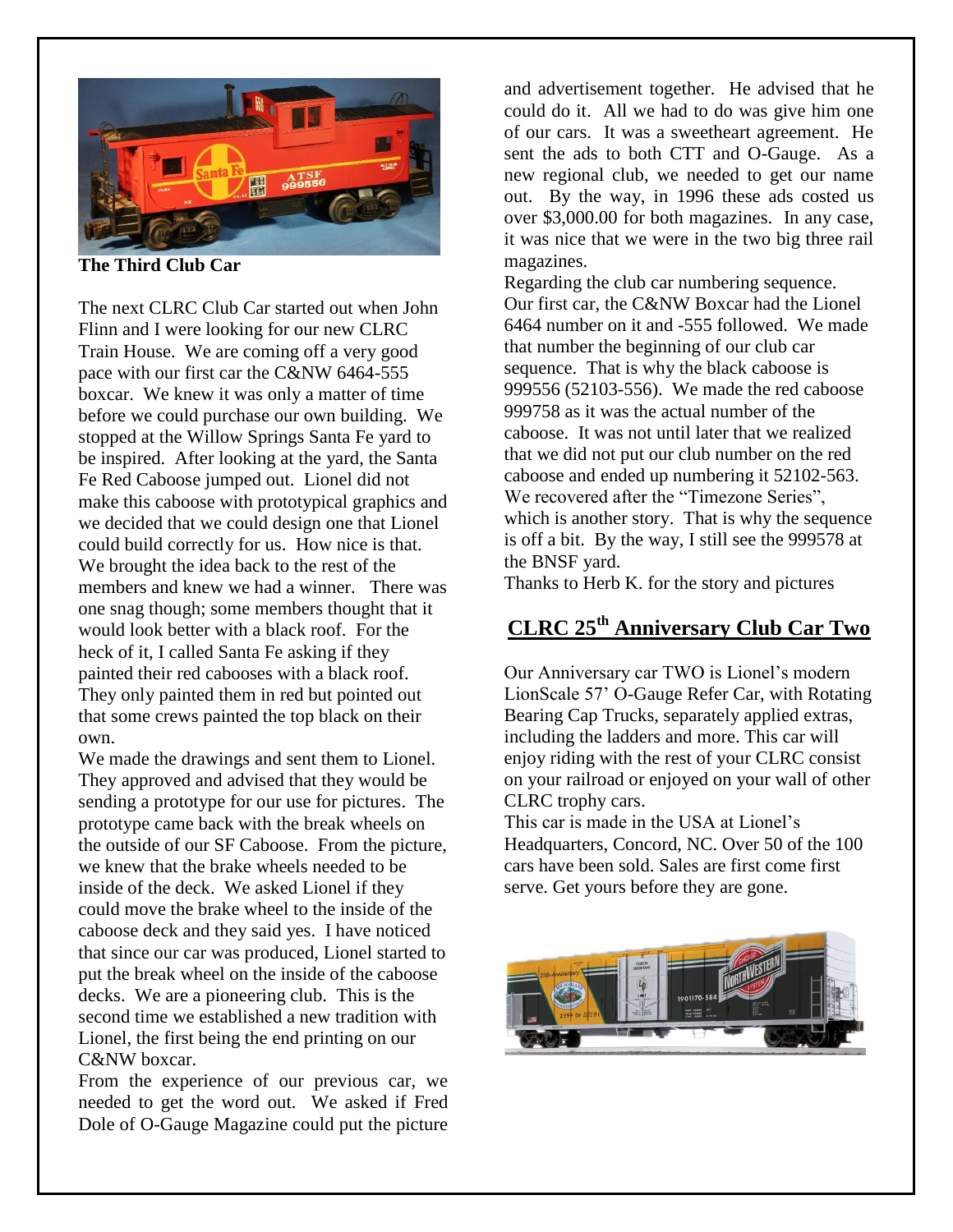**The Third Club Car**

The next CLRC Club Car started out when John Flinn and I were looking for our new CLRC Train House. We are coming off a very good pace with our first car the C&NW 6464-555 boxcar. We knew it was only a matter of time before we could purchase our own building. We stopped at the Willow Springs Santa Fe yard to be inspired. After looking at the yard, the Santa Fe Red Caboose jumped out. Lionel did not make this caboose with prototypical graphics and we decided that we could design one that Lionel could build correctly for us. How nice is that. We brought the idea back to the rest of the members and knew we had a winner. There was one snag though; some members thought that it would look better with a black roof. For the heck of it, I called Santa Fe asking if they painted their red cabooses with a black roof. They only painted them in red but pointed out that some crews painted the top black on their own.

We made the drawings and sent them to Lionel. They approved and advised that they would be sending a prototype for our use for pictures. The prototype came back with the break wheels on the outside of our SF Caboose. From the picture, we knew that the brake wheels needed to be inside of the deck. We asked Lionel if they could move the brake wheel to the inside of the caboose deck and they said yes. I have noticed that since our car was produced, Lionel started to put the break wheel on the inside of the caboose decks. We are a pioneering club. This is the second time we established a new tradition with Lionel, the first being the end printing on our C&NW boxcar.

From the experience of our previous car, we needed to get the word out. We asked if Fred Dole of O-Gauge Magazine could put the picture and advertisement together. He advised that he could do it. All we had to do was give him one of our cars. It was a sweetheart agreement. He sent the ads to both CTT and O-Gauge. As a new regional club, we needed to get our name out. By the way, in 1996 these ads costed us over $3,000.00 for both magazines. In any case, it was nice that we were in the two big three rail magazines.

Regarding the club car numbering sequence. Our first car, the C&NW Boxcar had the Lionel 6464 number on it and -555 followed. We made that number the beginning of our club car sequence. That is why the black caboose is 999556 (52103-556). We made the red caboose 999758 as it was the actual number of the caboose. It was not until later that we realized that we did not put our club number on the red caboose and ended up numbering it 52102-563. We recovered after the "Timezone Series", which is another story. That is why the sequence is off a bit. By the way, I still see the 999578 at the BNSF yard.

Thanks to Herb K. for the story and pictures

## CLRC 25th Anniversary Club Car Two

Our Anniversary car TWO is Lionel's modern LionScale 57' O-Gauge Refer Car, with Rotating Bearing Cap Trucks, separately applied extras, including the ladders and more. This car will enjoy riding with the rest of your CLRC consist on your railroad or enjoyed on your wall of other CLRC trophy cars.

This car is made in the USA at Lionel's Headquarters, Concord, NC. Over 50 of the 100 cars have been sold. Sales are first come first serve. Get yours before they are gone.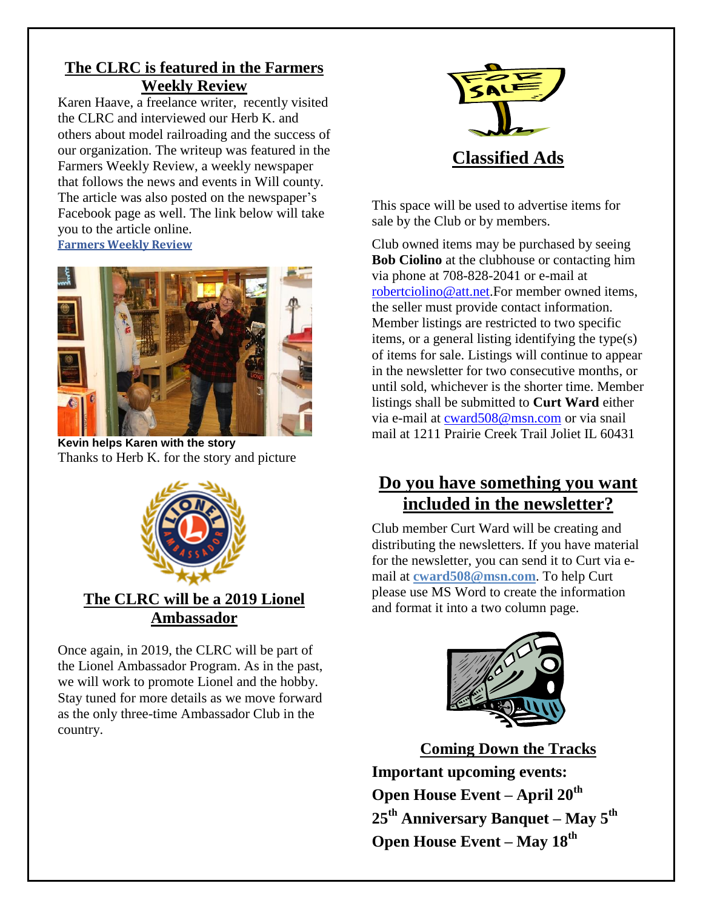## The CLRC is featured in the Farmers Weekly Review

Karen Haave, a freelance writer, recently visited the CLRC and interviewed our Herb K. and others about model railroading and the success of our organization. The writeup was featured in the Farmers Weekly Review, a weekly newspaper that follows the news and events in Will county. The article was also posted on the newspaper's Facebook page as well. The link below will take you to the article online.

Farmers Weekly Review

**Kevin helps Karen with the story**

Thanks to Herb K. for the story and picture

## The CLRC will be a 2019 Lionel Ambassador

Once again, in 2019, the CLRC will be part of the Lionel Ambassador Program. As in the past, we will work to promote Lionel and the hobby. Stay tuned for more details as we move forward as the only three-time Ambassador Club in the country.

## Classified Ads

This space will be used to advertise items for sale by the Club or by members.

Club owned items may be purchased by seeing **Bob Ciolino** at the clubhouse or contacting him via phone at 708-828-2041 or e-mail at robertciolino@att.net.For member owned items, the seller must provide contact information. Member listings are restricted to two specific items, or a general listing identifying the type(s) of items for sale. Listings will continue to appear in the newsletter for two consecutive months, or until sold, whichever is the shorter time. Member listings shall be submitted to **Curt Ward** either via e-mail at cward508@msn.com or via snail mail at 1211 Prairie Creek Trail Joliet IL 60431

## Do you have something you want included in the newsletter?

Club member Curt Ward will be creating and distributing the newsletters. If you have material for the newsletter, you can send it to Curt via e-mail at **cward508@msn.com**. To help Curt please use MS Word to create the information and format it into a two column page.

## Coming Down the Tracks

**Important upcoming events:**

**Open House Event – April 20th**

**25th Anniversary Banquet – May 5th**

**Open House Event – May 18th**